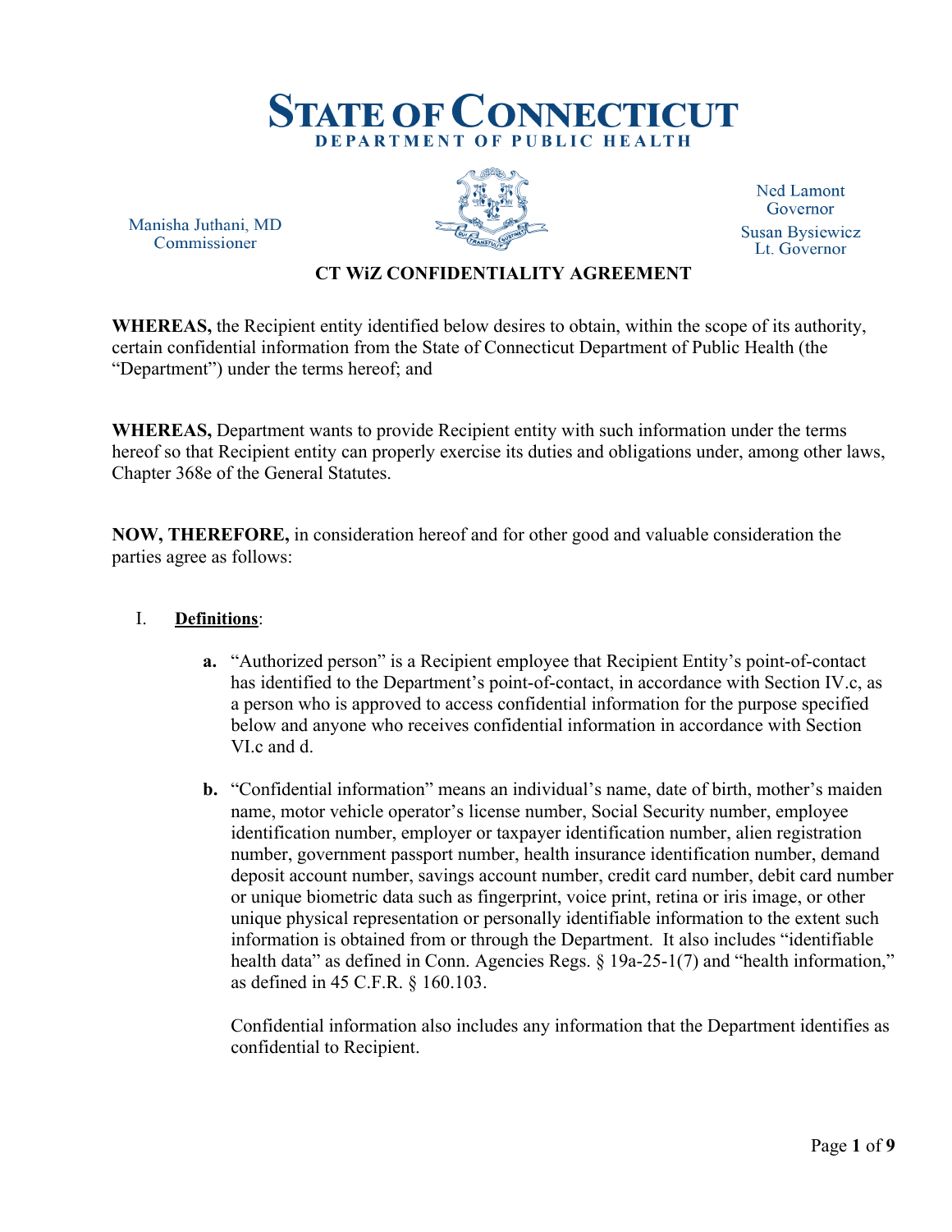# STATE OF CONNECTICUT
## DEPARTMENT OF PUBLIC HEALTH

Manisha Juthani, MD
Commissioner

Ned Lamont
Governor

Susan Bysiewicz
Lt. Governor

### CT WiZ CONFIDENTIALITY AGREEMENT

**WHEREAS,** the Recipient entity identified below desires to obtain, within the scope of its authority, certain confidential information from the State of Connecticut Department of Public Health (the "Department") under the terms hereof; and

**WHEREAS,** Department wants to provide Recipient entity with such information under the terms hereof so that Recipient entity can properly exercise its duties and obligations under, among other laws, Chapter 368e of the General Statutes.

**NOW, THEREFORE,** in consideration hereof and for other good and valuable consideration the parties agree as follows:

I. **Definitions**:

   **a.** "Authorized person" is a Recipient employee that Recipient Entity's point-of-contact has identified to the Department's point-of-contact, in accordance with Section IV.c, as a person who is approved to access confidential information for the purpose specified below and anyone who receives confidential information in accordance with Section VI.c and d.

   **b.** "Confidential information" means an individual's name, date of birth, mother's maiden name, motor vehicle operator's license number, Social Security number, employee identification number, employer or taxpayer identification number, alien registration number, government passport number, health insurance identification number, demand deposit account number, savings account number, credit card number, debit card number or unique biometric data such as fingerprint, voice print, retina or iris image, or other unique physical representation or personally identifiable information to the extent such information is obtained from or through the Department. It also includes "identifiable health data" as defined in Conn. Agencies Regs. § 19a-25-1(7) and "health information," as defined in 45 C.F.R. § 160.103.

   Confidential information also includes any information that the Department identifies as confidential to Recipient.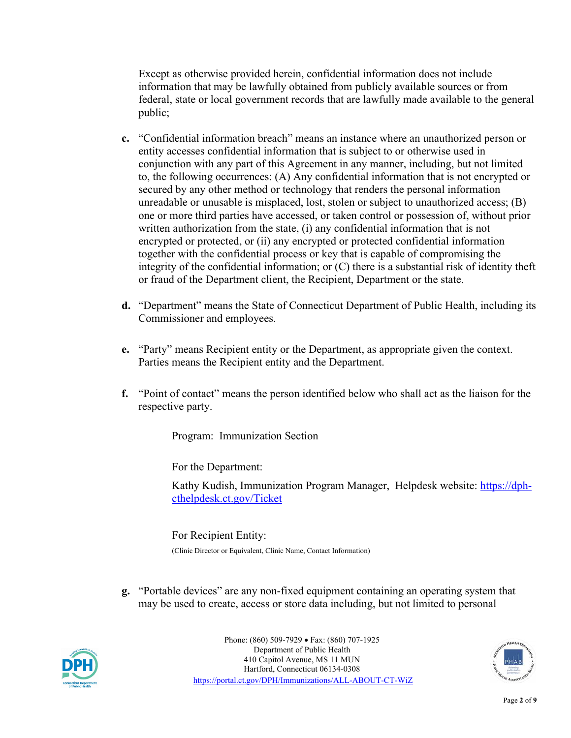Except as otherwise provided herein, confidential information does not include information that may be lawfully obtained from publicly available sources or from federal, state or local government records that are lawfully made available to the general public;

**c.** "Confidential information breach" means an instance where an unauthorized person or entity accesses confidential information that is subject to or otherwise used in conjunction with any part of this Agreement in any manner, including, but not limited to, the following occurrences: (A) Any confidential information that is not encrypted or secured by any other method or technology that renders the personal information unreadable or unusable is misplaced, lost, stolen or subject to unauthorized access; (B) one or more third parties have accessed, or taken control or possession of, without prior written authorization from the state, (i) any confidential information that is not encrypted or protected, or (ii) any encrypted or protected confidential information together with the confidential process or key that is capable of compromising the integrity of the confidential information; or (C) there is a substantial risk of identity theft or fraud of the Department client, the Recipient, Department or the state.

**d.** "Department" means the State of Connecticut Department of Public Health, including its Commissioner and employees.

**e.** "Party" means Recipient entity or the Department, as appropriate given the context. Parties means the Recipient entity and the Department.

**f.** "Point of contact" means the person identified below who shall act as the liaison for the respective party.

Program: Immunization Section

For the Department:

Kathy Kudish, Immunization Program Manager, Helpdesk website: [https://dph-cthelpdesk.ct.gov/Ticket](https://dph-cthelpdesk.ct.gov/Ticket)

For Recipient Entity:

(Clinic Director or Equivalent, Clinic Name, Contact Information)

**g.** "Portable devices" are any non-fixed equipment containing an operating system that may be used to create, access or store data including, but not limited to personal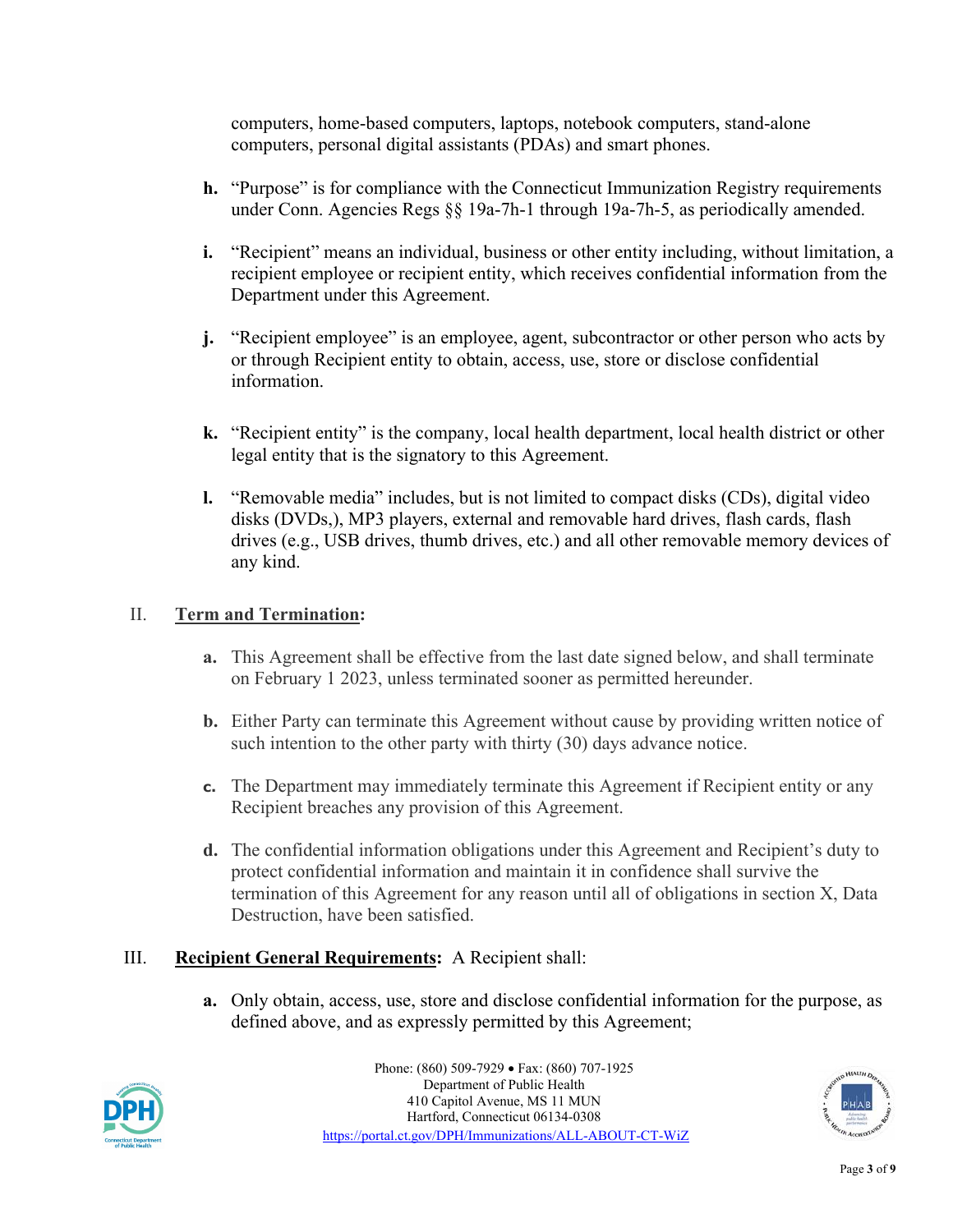computers, home-based computers, laptops, notebook computers, stand-alone computers, personal digital assistants (PDAs) and smart phones.

**h.** "Purpose" is for compliance with the Connecticut Immunization Registry requirements under Conn. Agencies Regs §§ 19a-7h-1 through 19a-7h-5, as periodically amended.

**i.** "Recipient" means an individual, business or other entity including, without limitation, a recipient employee or recipient entity, which receives confidential information from the Department under this Agreement.

**j.** "Recipient employee" is an employee, agent, subcontractor or other person who acts by or through Recipient entity to obtain, access, use, store or disclose confidential information.

**k.** "Recipient entity" is the company, local health department, local health district or other legal entity that is the signatory to this Agreement.

**l.** "Removable media" includes, but is not limited to compact disks (CDs), digital video disks (DVDs,), MP3 players, external and removable hard drives, flash cards, flash drives (e.g., USB drives, thumb drives, etc.) and all other removable memory devices of any kind.

## II. Term and Termination:

**a.** This Agreement shall be effective from the last date signed below, and shall terminate on February 1 2023, unless terminated sooner as permitted hereunder.

**b.** Either Party can terminate this Agreement without cause by providing written notice of such intention to the other party with thirty (30) days advance notice.

**c.** The Department may immediately terminate this Agreement if Recipient entity or any Recipient breaches any provision of this Agreement.

**d.** The confidential information obligations under this Agreement and Recipient's duty to protect confidential information and maintain it in confidence shall survive the termination of this Agreement for any reason until all of obligations in section X, Data Destruction, have been satisfied.

## III. Recipient General Requirements: A Recipient shall:

**a.** Only obtain, access, use, store and disclose confidential information for the purpose, as defined above, and as expressly permitted by this Agreement;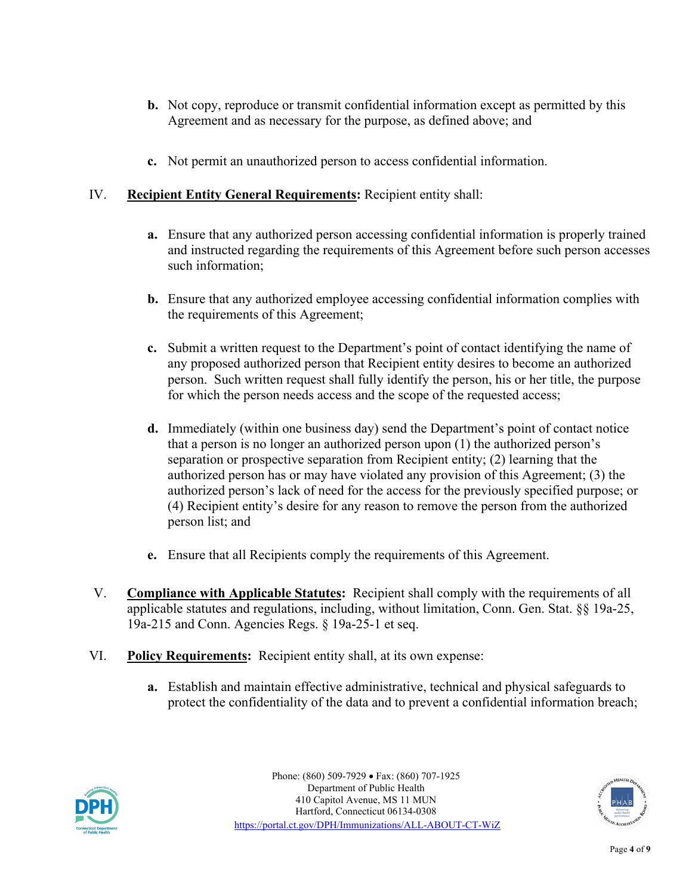**b.** Not copy, reproduce or transmit confidential information except as permitted by this Agreement and as necessary for the purpose, as defined above; and

**c.** Not permit an unauthorized person to access confidential information.

IV. **<u>Recipient Entity General Requirements</u>:** Recipient entity shall:

**a.** Ensure that any authorized person accessing confidential information is properly trained and instructed regarding the requirements of this Agreement before such person accesses such information;

**b.** Ensure that any authorized employee accessing confidential information complies with the requirements of this Agreement;

**c.** Submit a written request to the Department's point of contact identifying the name of any proposed authorized person that Recipient entity desires to become an authorized person. Such written request shall fully identify the person, his or her title, the purpose for which the person needs access and the scope of the requested access;

**d.** Immediately (within one business day) send the Department's point of contact notice that a person is no longer an authorized person upon (1) the authorized person's separation or prospective separation from Recipient entity; (2) learning that the authorized person has or may have violated any provision of this Agreement; (3) the authorized person's lack of need for the access for the previously specified purpose; or (4) Recipient entity's desire for any reason to remove the person from the authorized person list; and

**e.** Ensure that all Recipients comply the requirements of this Agreement.

V. **<u>Compliance with Applicable Statutes</u>:** Recipient shall comply with the requirements of all applicable statutes and regulations, including, without limitation, Conn. Gen. Stat. §§ 19a-25, 19a-215 and Conn. Agencies Regs. § 19a-25-1 et seq.

VI. **<u>Policy Requirements</u>:** Recipient entity shall, at its own expense:

**a.** Establish and maintain effective administrative, technical and physical safeguards to protect the confidentiality of the data and to prevent a confidential information breach;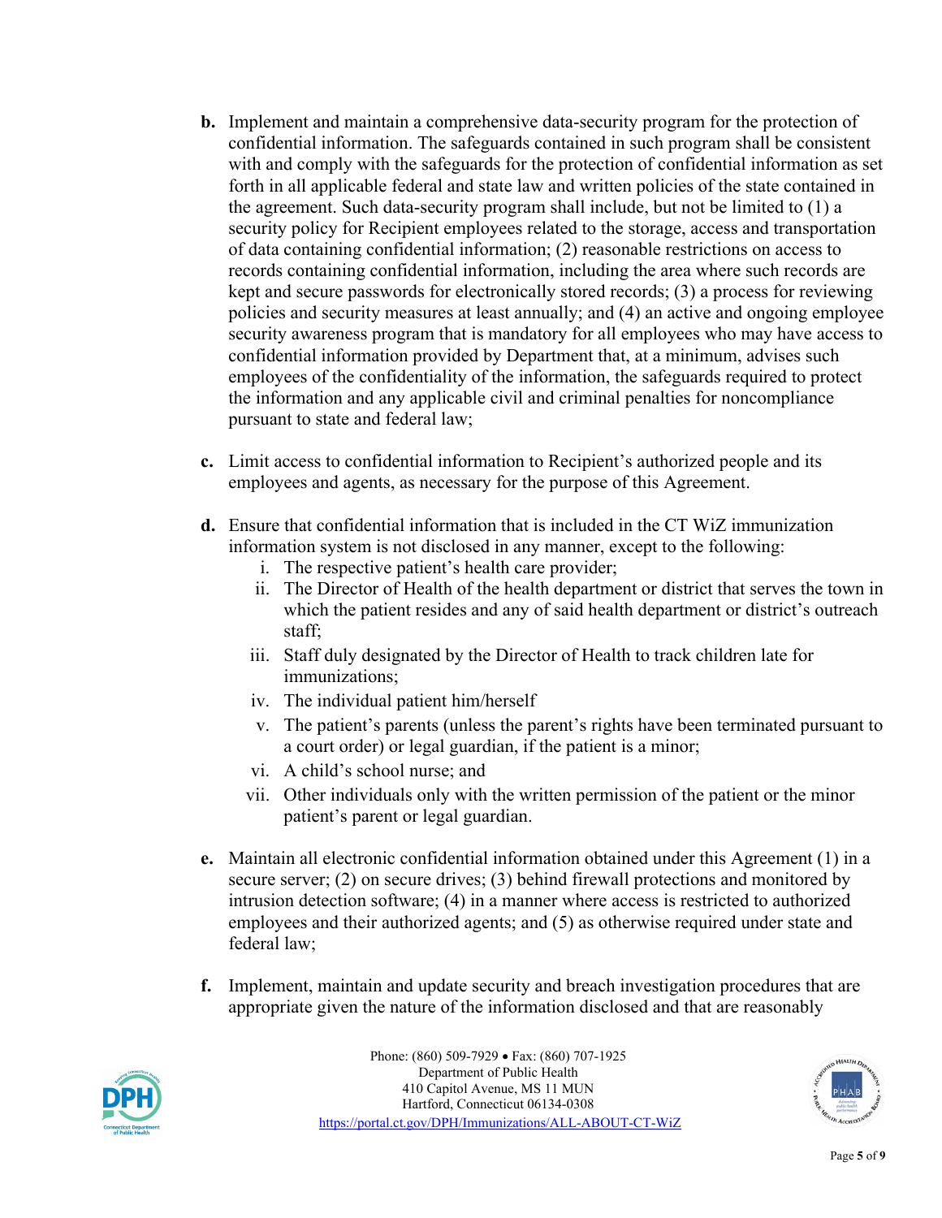**b.** Implement and maintain a comprehensive data-security program for the protection of confidential information. The safeguards contained in such program shall be consistent with and comply with the safeguards for the protection of confidential information as set forth in all applicable federal and state law and written policies of the state contained in the agreement. Such data-security program shall include, but not be limited to (1) a security policy for Recipient employees related to the storage, access and transportation of data containing confidential information; (2) reasonable restrictions on access to records containing confidential information, including the area where such records are kept and secure passwords for electronically stored records; (3) a process for reviewing policies and security measures at least annually; and (4) an active and ongoing employee security awareness program that is mandatory for all employees who may have access to confidential information provided by Department that, at a minimum, advises such employees of the confidentiality of the information, the safeguards required to protect the information and any applicable civil and criminal penalties for noncompliance pursuant to state and federal law;

**c.** Limit access to confidential information to Recipient's authorized people and its employees and agents, as necessary for the purpose of this Agreement.

**d.** Ensure that confidential information that is included in the CT WiZ immunization information system is not disclosed in any manner, except to the following:

i. The respective patient's health care provider;
ii. The Director of Health of the health department or district that serves the town in which the patient resides and any of said health department or district's outreach staff;
iii. Staff duly designated by the Director of Health to track children late for immunizations;
iv. The individual patient him/herself
v. The patient's parents (unless the parent's rights have been terminated pursuant to a court order) or legal guardian, if the patient is a minor;
vi. A child's school nurse; and
vii. Other individuals only with the written permission of the patient or the minor patient's parent or legal guardian.

**e.** Maintain all electronic confidential information obtained under this Agreement (1) in a secure server; (2) on secure drives; (3) behind firewall protections and monitored by intrusion detection software; (4) in a manner where access is restricted to authorized employees and their authorized agents; and (5) as otherwise required under state and federal law;

**f.** Implement, maintain and update security and breach investigation procedures that are appropriate given the nature of the information disclosed and that are reasonably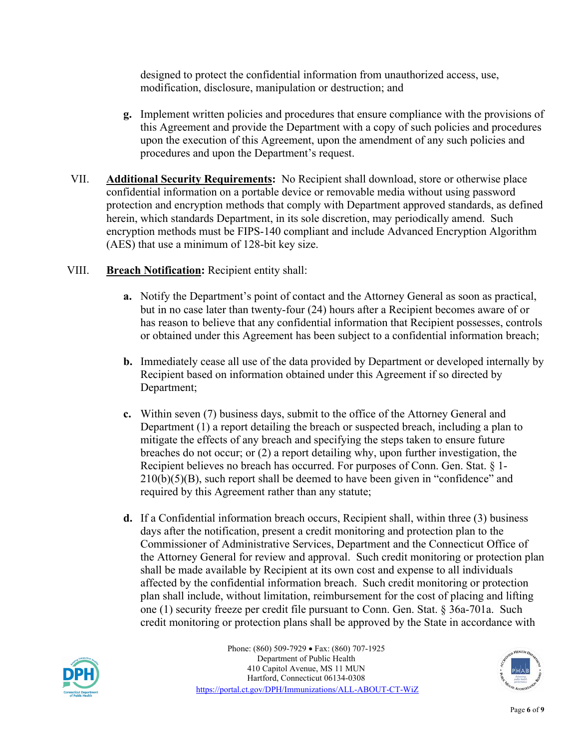designed to protect the confidential information from unauthorized access, use, modification, disclosure, manipulation or destruction; and

**g.** Implement written policies and procedures that ensure compliance with the provisions of this Agreement and provide the Department with a copy of such policies and procedures upon the execution of this Agreement, upon the amendment of any such policies and procedures and upon the Department's request.

VII. **Additional Security Requirements:** No Recipient shall download, store or otherwise place confidential information on a portable device or removable media without using password protection and encryption methods that comply with Department approved standards, as defined herein, which standards Department, in its sole discretion, may periodically amend. Such encryption methods must be FIPS-140 compliant and include Advanced Encryption Algorithm (AES) that use a minimum of 128-bit key size.

VIII. **Breach Notification:** Recipient entity shall:

**a.** Notify the Department's point of contact and the Attorney General as soon as practical, but in no case later than twenty-four (24) hours after a Recipient becomes aware of or has reason to believe that any confidential information that Recipient possesses, controls or obtained under this Agreement has been subject to a confidential information breach;

**b.** Immediately cease all use of the data provided by Department or developed internally by Recipient based on information obtained under this Agreement if so directed by Department;

**c.** Within seven (7) business days, submit to the office of the Attorney General and Department (1) a report detailing the breach or suspected breach, including a plan to mitigate the effects of any breach and specifying the steps taken to ensure future breaches do not occur; or (2) a report detailing why, upon further investigation, the Recipient believes no breach has occurred. For purposes of Conn. Gen. Stat. § 1-210(b)(5)(B), such report shall be deemed to have been given in "confidence" and required by this Agreement rather than any statute;

**d.** If a Confidential information breach occurs, Recipient shall, within three (3) business days after the notification, present a credit monitoring and protection plan to the Commissioner of Administrative Services, Department and the Connecticut Office of the Attorney General for review and approval. Such credit monitoring or protection plan shall be made available by Recipient at its own cost and expense to all individuals affected by the confidential information breach. Such credit monitoring or protection plan shall include, without limitation, reimbursement for the cost of placing and lifting one (1) security freeze per credit file pursuant to Conn. Gen. Stat. § 36a-701a. Such credit monitoring or protection plans shall be approved by the State in accordance with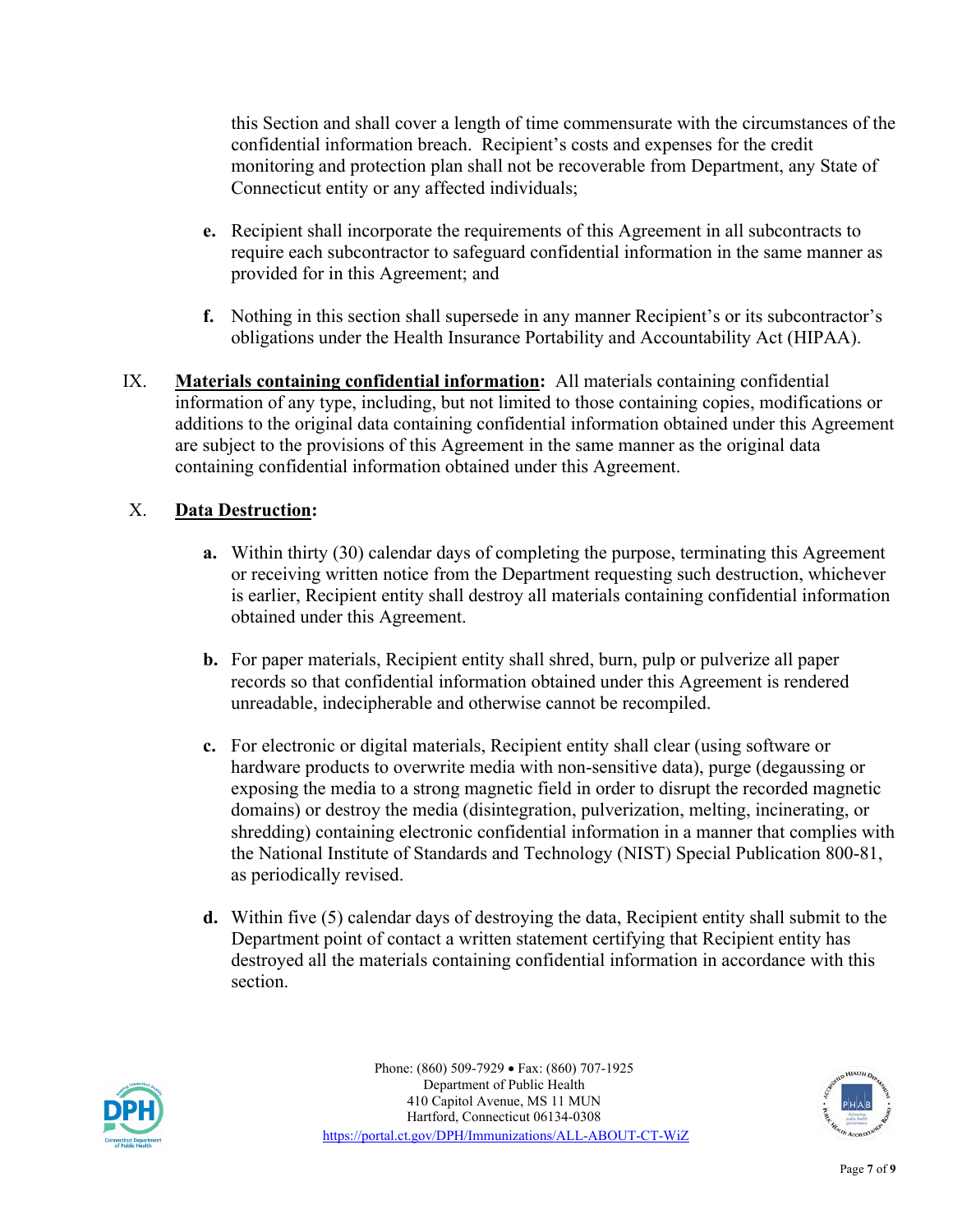this Section and shall cover a length of time commensurate with the circumstances of the confidential information breach. Recipient's costs and expenses for the credit monitoring and protection plan shall not be recoverable from Department, any State of Connecticut entity or any affected individuals;

**e.** Recipient shall incorporate the requirements of this Agreement in all subcontracts to require each subcontractor to safeguard confidential information in the same manner as provided for in this Agreement; and

**f.** Nothing in this section shall supersede in any manner Recipient's or its subcontractor's obligations under the Health Insurance Portability and Accountability Act (HIPAA).

IX. **Materials containing confidential information:** All materials containing confidential information of any type, including, but not limited to those containing copies, modifications or additions to the original data containing confidential information obtained under this Agreement are subject to the provisions of this Agreement in the same manner as the original data containing confidential information obtained under this Agreement.

X. **Data Destruction:**

**a.** Within thirty (30) calendar days of completing the purpose, terminating this Agreement or receiving written notice from the Department requesting such destruction, whichever is earlier, Recipient entity shall destroy all materials containing confidential information obtained under this Agreement.

**b.** For paper materials, Recipient entity shall shred, burn, pulp or pulverize all paper records so that confidential information obtained under this Agreement is rendered unreadable, indecipherable and otherwise cannot be recompiled.

**c.** For electronic or digital materials, Recipient entity shall clear (using software or hardware products to overwrite media with non-sensitive data), purge (degaussing or exposing the media to a strong magnetic field in order to disrupt the recorded magnetic domains) or destroy the media (disintegration, pulverization, melting, incinerating, or shredding) containing electronic confidential information in a manner that complies with the National Institute of Standards and Technology (NIST) Special Publication 800-81, as periodically revised.

**d.** Within five (5) calendar days of destroying the data, Recipient entity shall submit to the Department point of contact a written statement certifying that Recipient entity has destroyed all the materials containing confidential information in accordance with this section.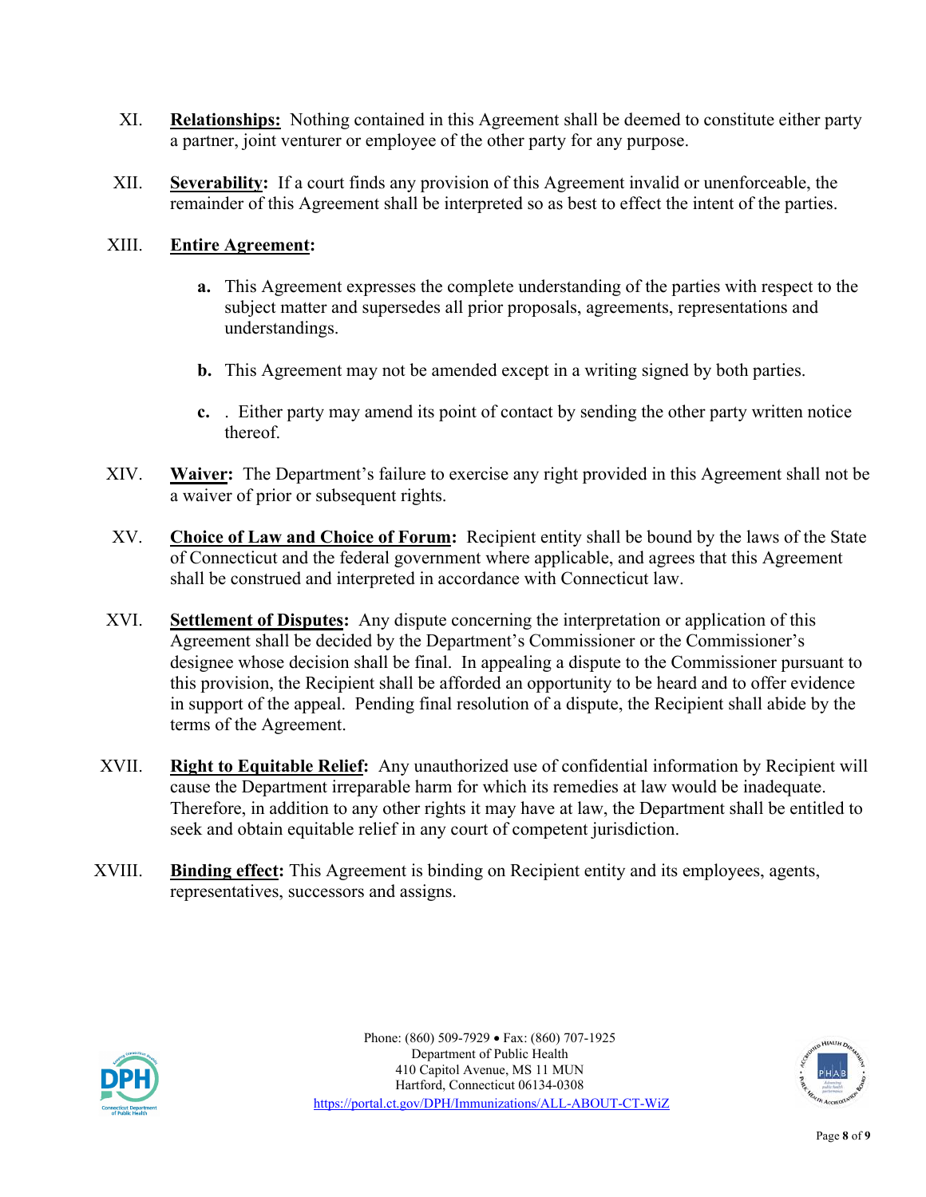XI. **Relationships:** Nothing contained in this Agreement shall be deemed to constitute either party a partner, joint venturer or employee of the other party for any purpose.

XII. **Severability:** If a court finds any provision of this Agreement invalid or unenforceable, the remainder of this Agreement shall be interpreted so as best to effect the intent of the parties.

XIII. **Entire Agreement:**

   **a.** This Agreement expresses the complete understanding of the parties with respect to the subject matter and supersedes all prior proposals, agreements, representations and understandings.

   **b.** This Agreement may not be amended except in a writing signed by both parties.

   **c.** . Either party may amend its point of contact by sending the other party written notice thereof.

XIV. **Waiver:** The Department's failure to exercise any right provided in this Agreement shall not be a waiver of prior or subsequent rights.

XV. **Choice of Law and Choice of Forum:** Recipient entity shall be bound by the laws of the State of Connecticut and the federal government where applicable, and agrees that this Agreement shall be construed and interpreted in accordance with Connecticut law.

XVI. **Settlement of Disputes:** Any dispute concerning the interpretation or application of this Agreement shall be decided by the Department's Commissioner or the Commissioner's designee whose decision shall be final. In appealing a dispute to the Commissioner pursuant to this provision, the Recipient shall be afforded an opportunity to be heard and to offer evidence in support of the appeal. Pending final resolution of a dispute, the Recipient shall abide by the terms of the Agreement.

XVII. **Right to Equitable Relief:** Any unauthorized use of confidential information by Recipient will cause the Department irreparable harm for which its remedies at law would be inadequate. Therefore, in addition to any other rights it may have at law, the Department shall be entitled to seek and obtain equitable relief in any court of competent jurisdiction.

XVIII. **Binding effect:** This Agreement is binding on Recipient entity and its employees, agents, representatives, successors and assigns.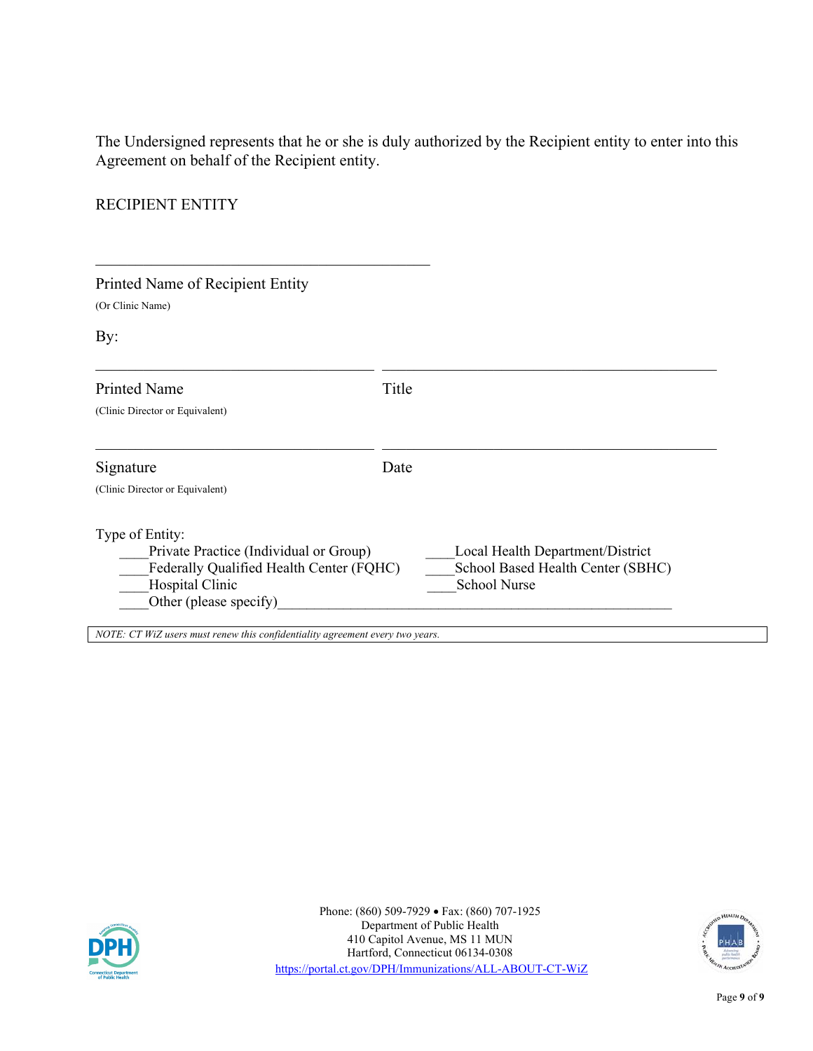The Undersigned represents that he or she is duly authorized by the Recipient entity to enter into this Agreement on behalf of the Recipient entity.

RECIPIENT ENTITY

______________________________________________

Printed Name of Recipient Entity
(Or Clinic Name)

By:

______________________________________ ______________________________________________

Printed Name (Clinic Director or Equivalent) Title

______________________________________ ______________________________________________

Signature (Clinic Director or Equivalent) Date

Type of Entity:

____Private Practice (Individual or Group)
____Federally Qualified Health Center (FQHC)
____Hospital Clinic
____Other (please specify)_____________________________________________________
____Local Health Department/District
____School Based Health Center (SBHC)
____School Nurse

*NOTE: CT WiZ users must renew this confidentiality agreement every two years.*

Phone: (860) 509-7929 • Fax: (860) 707-1925
Department of Public Health
410 Capitol Avenue, MS 11 MUN
Hartford, Connecticut 06134-0308
https://portal.ct.gov/DPH/Immunizations/ALL-ABOUT-CT-WiZ